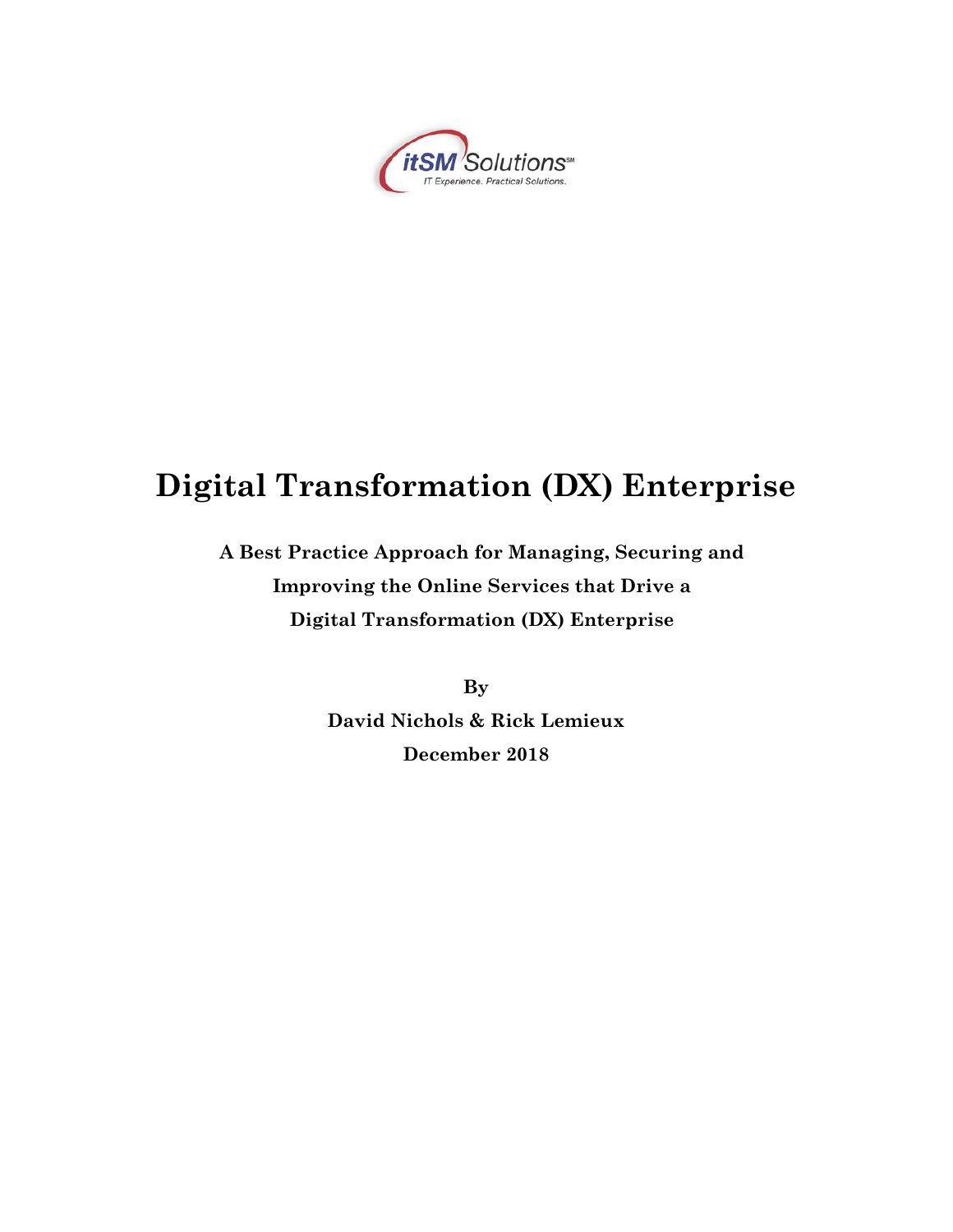itSM Solutions℠
IT Experience. Practical Solutions.

# Digital Transformation (DX) Enterprise

**A Best Practice Approach for Managing, Securing and Improving the Online Services that Drive a Digital Transformation (DX) Enterprise**

**By**

**David Nichols & Rick Lemieux**

**December 2018**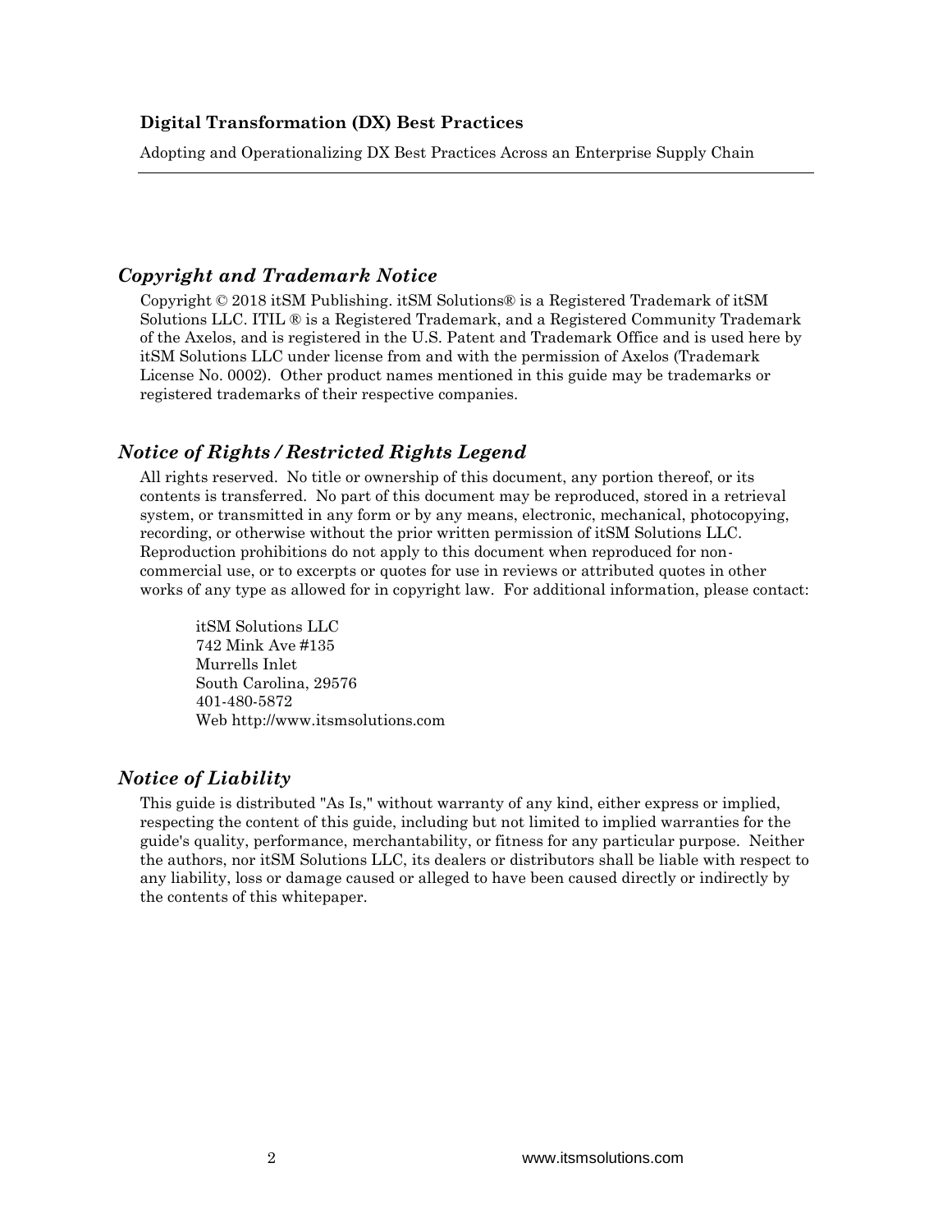**Digital Transformation (DX) Best Practices**

Adopting and Operationalizing DX Best Practices Across an Enterprise Supply Chain

## *Copyright and Trademark Notice*

Copyright © 2018 itSM Publishing. itSM Solutions® is a Registered Trademark of itSM Solutions LLC. ITIL ® is a Registered Trademark, and a Registered Community Trademark of the Axelos, and is registered in the U.S. Patent and Trademark Office and is used here by itSM Solutions LLC under license from and with the permission of Axelos (Trademark License No. 0002). Other product names mentioned in this guide may be trademarks or registered trademarks of their respective companies.

## *Notice of Rights / Restricted Rights Legend*

All rights reserved. No title or ownership of this document, any portion thereof, or its contents is transferred. No part of this document may be reproduced, stored in a retrieval system, or transmitted in any form or by any means, electronic, mechanical, photocopying, recording, or otherwise without the prior written permission of itSM Solutions LLC. Reproduction prohibitions do not apply to this document when reproduced for non-commercial use, or to excerpts or quotes for use in reviews or attributed quotes in other works of any type as allowed for in copyright law. For additional information, please contact:

itSM Solutions LLC
742 Mink Ave #135
Murrells Inlet
South Carolina, 29576
401-480-5872
Web http://www.itsmsolutions.com

## *Notice of Liability*

This guide is distributed "As Is," without warranty of any kind, either express or implied, respecting the content of this guide, including but not limited to implied warranties for the guide's quality, performance, merchantability, or fitness for any particular purpose. Neither the authors, nor itSM Solutions LLC, its dealers or distributors shall be liable with respect to any liability, loss or damage caused or alleged to have been caused directly or indirectly by the contents of this whitepaper.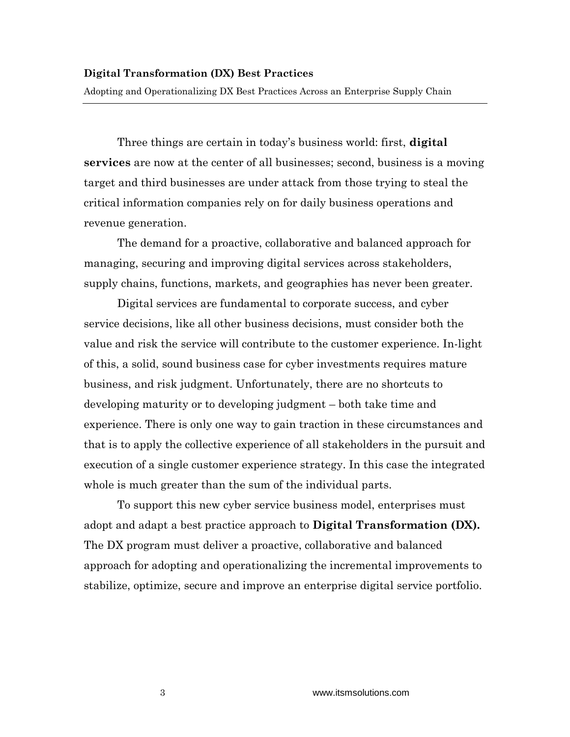Three things are certain in today's business world: first, **digital services** are now at the center of all businesses; second, business is a moving target and third businesses are under attack from those trying to steal the critical information companies rely on for daily business operations and revenue generation.

The demand for a proactive, collaborative and balanced approach for managing, securing and improving digital services across stakeholders, supply chains, functions, markets, and geographies has never been greater.

Digital services are fundamental to corporate success, and cyber service decisions, like all other business decisions, must consider both the value and risk the service will contribute to the customer experience. In-light of this, a solid, sound business case for cyber investments requires mature business, and risk judgment. Unfortunately, there are no shortcuts to developing maturity or to developing judgment – both take time and experience. There is only one way to gain traction in these circumstances and that is to apply the collective experience of all stakeholders in the pursuit and execution of a single customer experience strategy. In this case the integrated whole is much greater than the sum of the individual parts.

To support this new cyber service business model, enterprises must adopt and adapt a best practice approach to **Digital Transformation (DX).** The DX program must deliver a proactive, collaborative and balanced approach for adopting and operationalizing the incremental improvements to stabilize, optimize, secure and improve an enterprise digital service portfolio.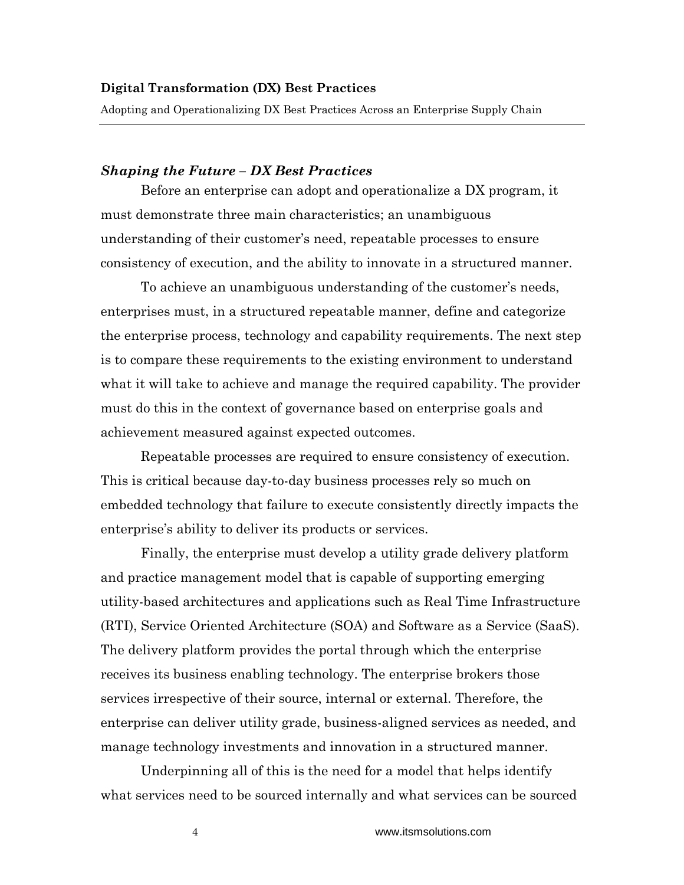### *Shaping the Future – DX Best Practices*

Before an enterprise can adopt and operationalize a DX program, it must demonstrate three main characteristics; an unambiguous understanding of their customer's need, repeatable processes to ensure consistency of execution, and the ability to innovate in a structured manner.

To achieve an unambiguous understanding of the customer's needs, enterprises must, in a structured repeatable manner, define and categorize the enterprise process, technology and capability requirements. The next step is to compare these requirements to the existing environment to understand what it will take to achieve and manage the required capability. The provider must do this in the context of governance based on enterprise goals and achievement measured against expected outcomes.

Repeatable processes are required to ensure consistency of execution. This is critical because day-to-day business processes rely so much on embedded technology that failure to execute consistently directly impacts the enterprise's ability to deliver its products or services.

Finally, the enterprise must develop a utility grade delivery platform and practice management model that is capable of supporting emerging utility-based architectures and applications such as Real Time Infrastructure (RTI), Service Oriented Architecture (SOA) and Software as a Service (SaaS). The delivery platform provides the portal through which the enterprise receives its business enabling technology. The enterprise brokers those services irrespective of their source, internal or external. Therefore, the enterprise can deliver utility grade, business-aligned services as needed, and manage technology investments and innovation in a structured manner.

Underpinning all of this is the need for a model that helps identify what services need to be sourced internally and what services can be sourced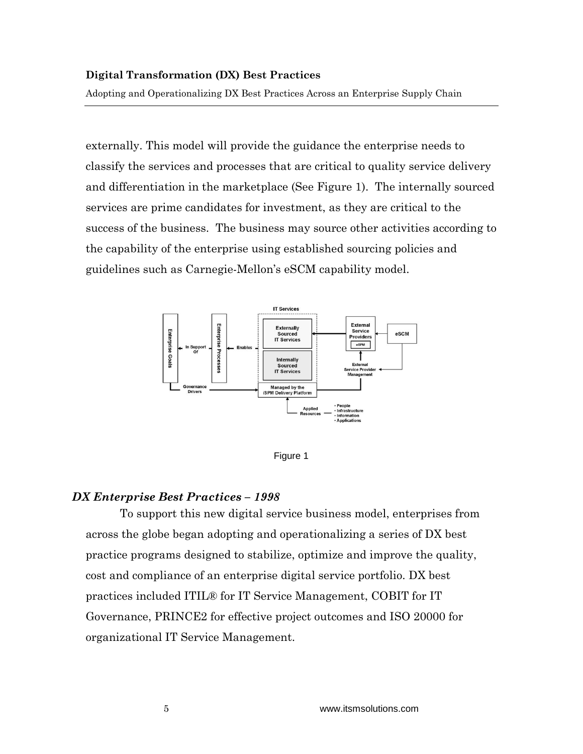externally. This model will provide the guidance the enterprise needs to classify the services and processes that are critical to quality service delivery and differentiation in the marketplace (See Figure 1). The internally sourced services are prime candidates for investment, as they are critical to the success of the business. The business may source other activities according to the capability of the enterprise using established sourcing policies and guidelines such as Carnegie-Mellon's eSCM capability model.

Figure 1

### *DX Enterprise Best Practices – 1998*

To support this new digital service business model, enterprises from across the globe began adopting and operationalizing a series of DX best practice programs designed to stabilize, optimize and improve the quality, cost and compliance of an enterprise digital service portfolio. DX best practices included ITIL® for IT Service Management, COBIT for IT Governance, PRINCE2 for effective project outcomes and ISO 20000 for organizational IT Service Management.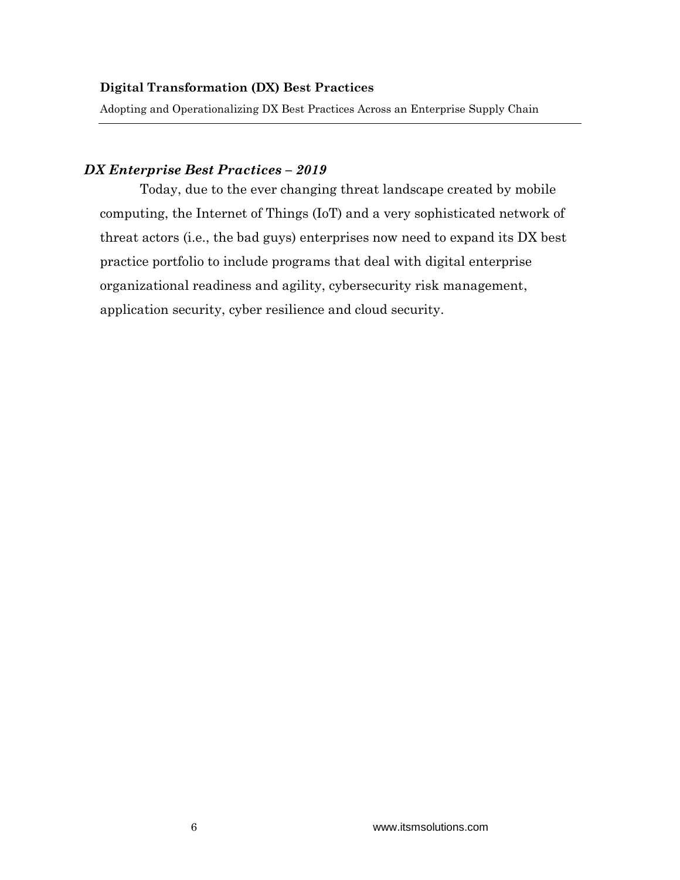### *DX Enterprise Best Practices – 2019*

Today, due to the ever changing threat landscape created by mobile computing, the Internet of Things (IoT) and a very sophisticated network of threat actors (i.e., the bad guys) enterprises now need to expand its DX best practice portfolio to include programs that deal with digital enterprise organizational readiness and agility, cybersecurity risk management, application security, cyber resilience and cloud security.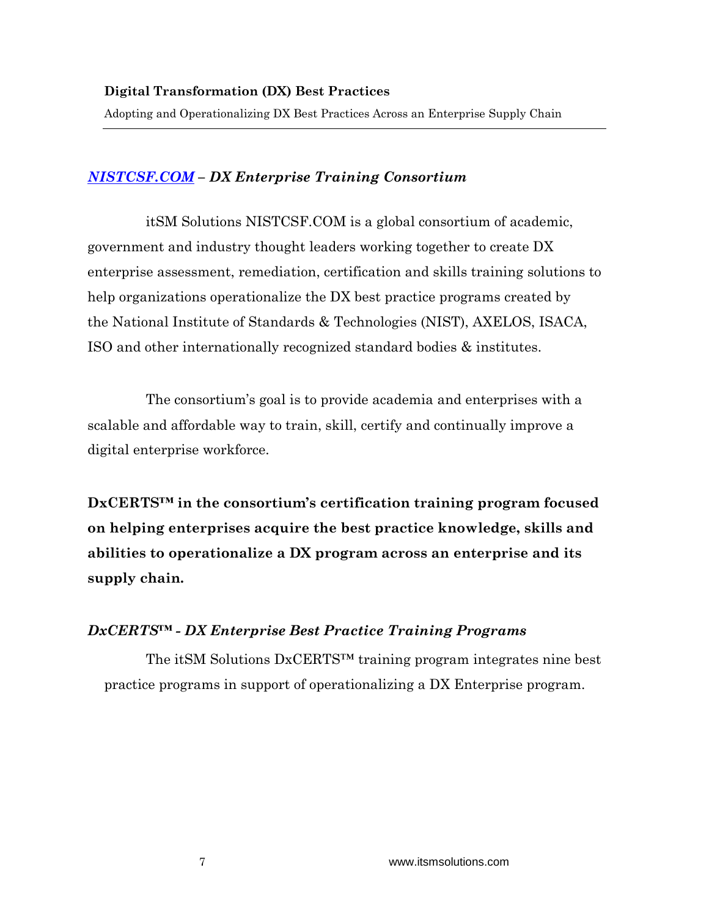## *[NISTCSF.COM](https://nistcsf.com) – DX Enterprise Training Consortium*

itSM Solutions NISTCSF.COM is a global consortium of academic, government and industry thought leaders working together to create DX enterprise assessment, remediation, certification and skills training solutions to help organizations operationalize the DX best practice programs created by the National Institute of Standards & Technologies (NIST), AXELOS, ISACA, ISO and other internationally recognized standard bodies & institutes.

The consortium's goal is to provide academia and enterprises with a scalable and affordable way to train, skill, certify and continually improve a digital enterprise workforce.

**DxCERTS™ in the consortium's certification training program focused on helping enterprises acquire the best practice knowledge, skills and abilities to operationalize a DX program across an enterprise and its supply chain.**

### *DxCERTS™ - DX Enterprise Best Practice Training Programs*

The itSM Solutions DxCERTS™ training program integrates nine best practice programs in support of operationalizing a DX Enterprise program.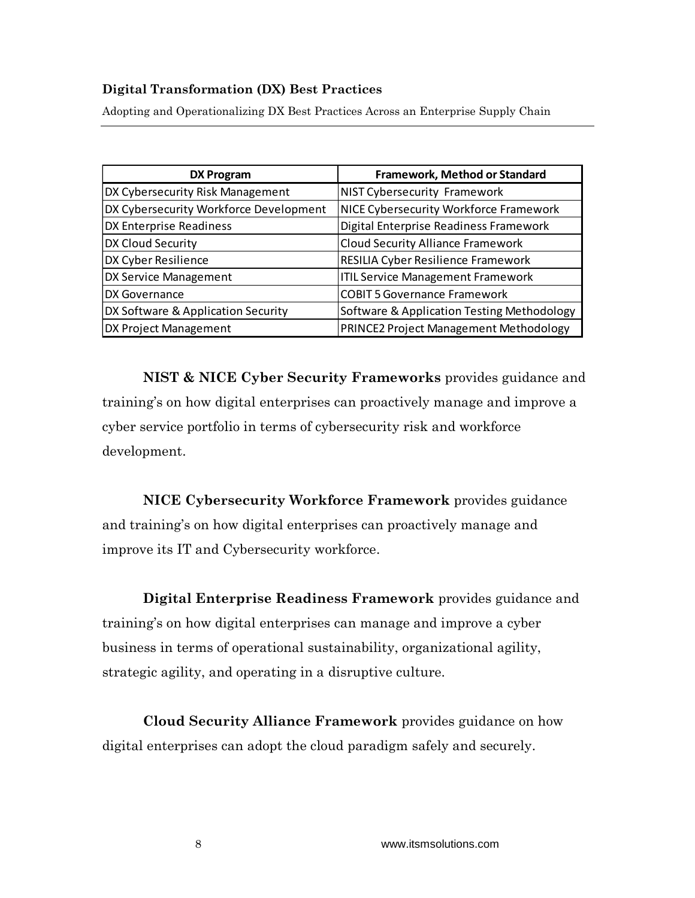| DX Program | Framework, Method or Standard |
| --- | --- |
| DX Cybersecurity Risk Management | NIST Cybersecurity Framework |
| DX Cybersecurity Workforce Development | NICE Cybersecurity Workforce Framework |
| DX Enterprise Readiness | Digital Enterprise Readiness Framework |
| DX Cloud Security | Cloud Security Alliance Framework |
| DX Cyber Resilience | RESILIA Cyber Resilience Framework |
| DX Service Management | ITIL Service Management Framework |
| DX Governance | COBIT 5 Governance Framework |
| DX Software & Application Security | Software & Application Testing Methodology |
| DX Project Management | PRINCE2 Project Management Methodology |

**NIST & NICE Cyber Security Frameworks** provides guidance and training's on how digital enterprises can proactively manage and improve a cyber service portfolio in terms of cybersecurity risk and workforce development.

**NICE Cybersecurity Workforce Framework** provides guidance and training's on how digital enterprises can proactively manage and improve its IT and Cybersecurity workforce.

**Digital Enterprise Readiness Framework** provides guidance and training's on how digital enterprises can manage and improve a cyber business in terms of operational sustainability, organizational agility, strategic agility, and operating in a disruptive culture.

**Cloud Security Alliance Framework** provides guidance on how digital enterprises can adopt the cloud paradigm safely and securely.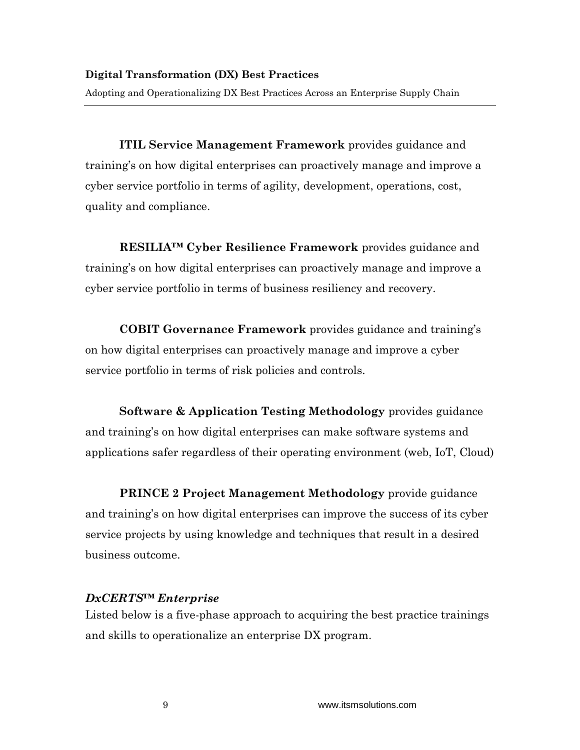**ITIL Service Management Framework** provides guidance and training's on how digital enterprises can proactively manage and improve a cyber service portfolio in terms of agility, development, operations, cost, quality and compliance.

**RESILIA™ Cyber Resilience Framework** provides guidance and training's on how digital enterprises can proactively manage and improve a cyber service portfolio in terms of business resiliency and recovery.

**COBIT Governance Framework** provides guidance and training's on how digital enterprises can proactively manage and improve a cyber service portfolio in terms of risk policies and controls.

**Software & Application Testing Methodology** provides guidance and training's on how digital enterprises can make software systems and applications safer regardless of their operating environment (web, IoT, Cloud)

**PRINCE 2 Project Management Methodology** provide guidance and training's on how digital enterprises can improve the success of its cyber service projects by using knowledge and techniques that result in a desired business outcome.

### *DxCERTS™ Enterprise*

Listed below is a five-phase approach to acquiring the best practice trainings and skills to operationalize an enterprise DX program.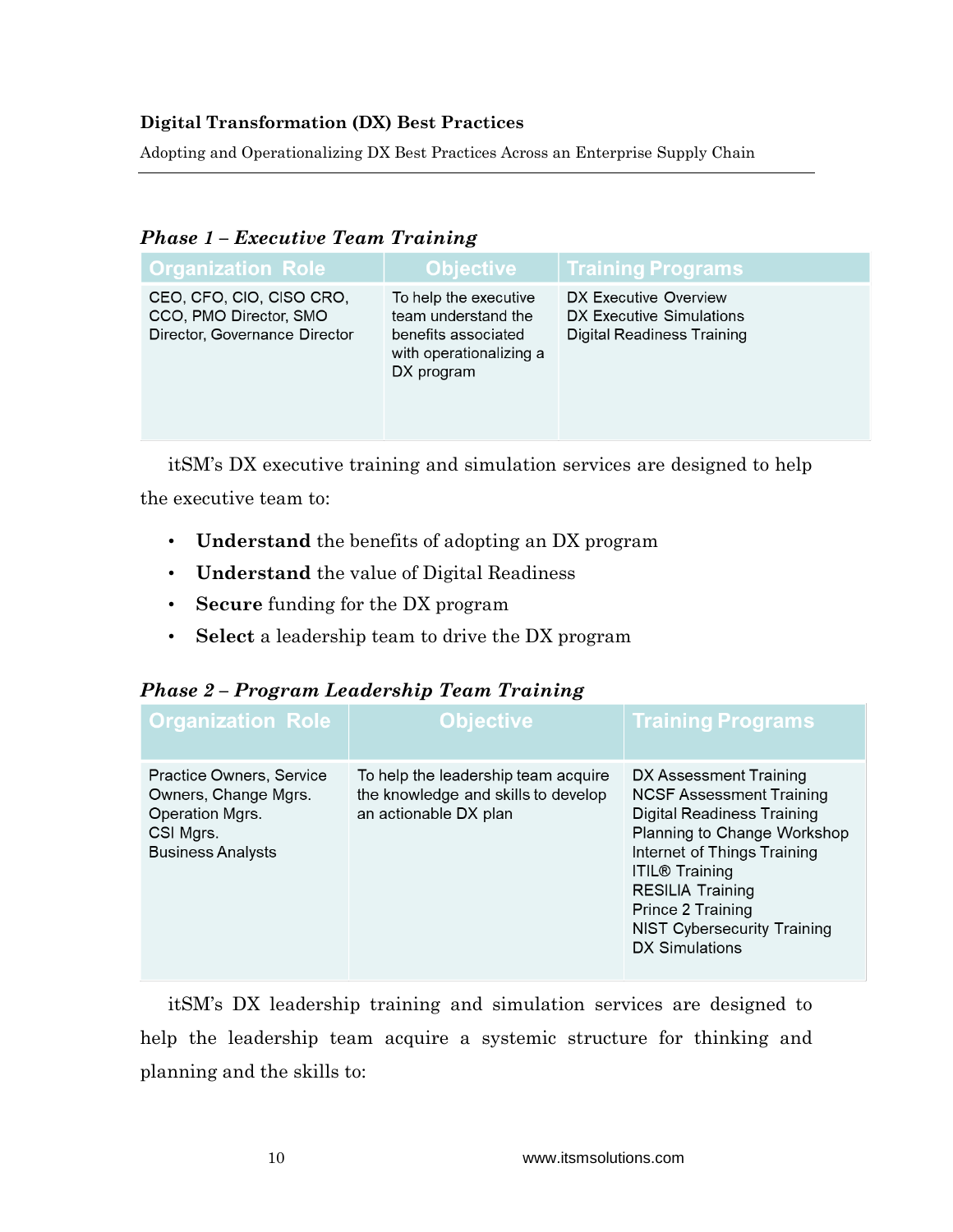### *Phase 1 – Executive Team Training*

| Organization Role | Objective | Training Programs |
|---|---|---|
| CEO, CFO, CIO, CISO CRO, CCO, PMO Director, SMO Director, Governance Director | To help the executive team understand the benefits associated with operationalizing a DX program | DX Executive Overview<br>DX Executive Simulations<br>Digital Readiness Training |

itSM's DX executive training and simulation services are designed to help the executive team to:

- **Understand** the benefits of adopting an DX program
- **Understand** the value of Digital Readiness
- **Secure** funding for the DX program
- **Select** a leadership team to drive the DX program

### *Phase 2 – Program Leadership Team Training*

| Organization Role | Objective | Training Programs |
|---|---|---|
| Practice Owners, Service Owners, Change Mgrs.<br>Operation Mgrs.<br>CSI Mgrs.<br>Business Analysts | To help the leadership team acquire the knowledge and skills to develop an actionable DX plan | DX Assessment Training<br>NCSF Assessment Training<br>Digital Readiness Training<br>Planning to Change Workshop<br>Internet of Things Training<br>ITIL® Training<br>RESILIA Training<br>Prince 2 Training<br>NIST Cybersecurity Training<br>DX Simulations |

itSM's DX leadership training and simulation services are designed to help the leadership team acquire a systemic structure for thinking and planning and the skills to: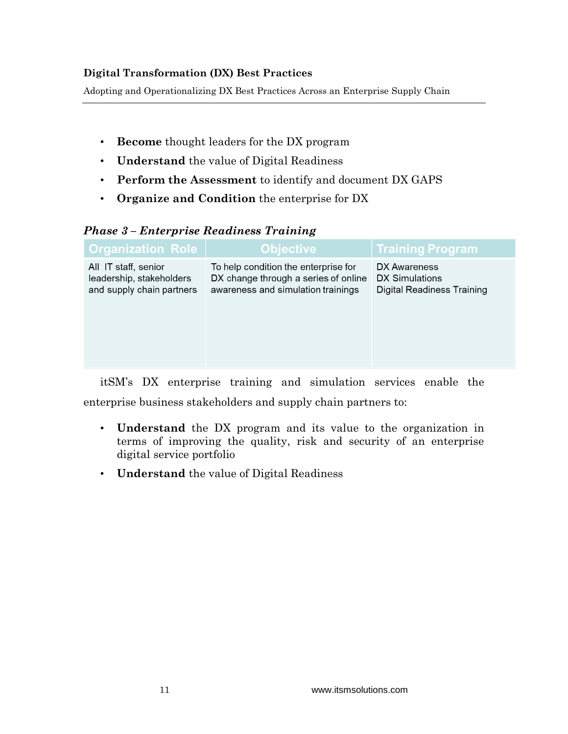- **Become** thought leaders for the DX program
- **Understand** the value of Digital Readiness
- **Perform the Assessment** to identify and document DX GAPS
- **Organize and Condition** the enterprise for DX

***Phase 3 – Enterprise Readiness Training***

| Organization Role | Objective | Training Program |
|---|---|---|
| All IT staff, senior leadership, stakeholders and supply chain partners | To help condition the enterprise for DX change through a series of online awareness and simulation trainings | DX Awareness<br>DX Simulations<br>Digital Readiness Training |

itSM's DX enterprise training and simulation services enable the enterprise business stakeholders and supply chain partners to:

- **Understand** the DX program and its value to the organization in terms of improving the quality, risk and security of an enterprise digital service portfolio
- **Understand** the value of Digital Readiness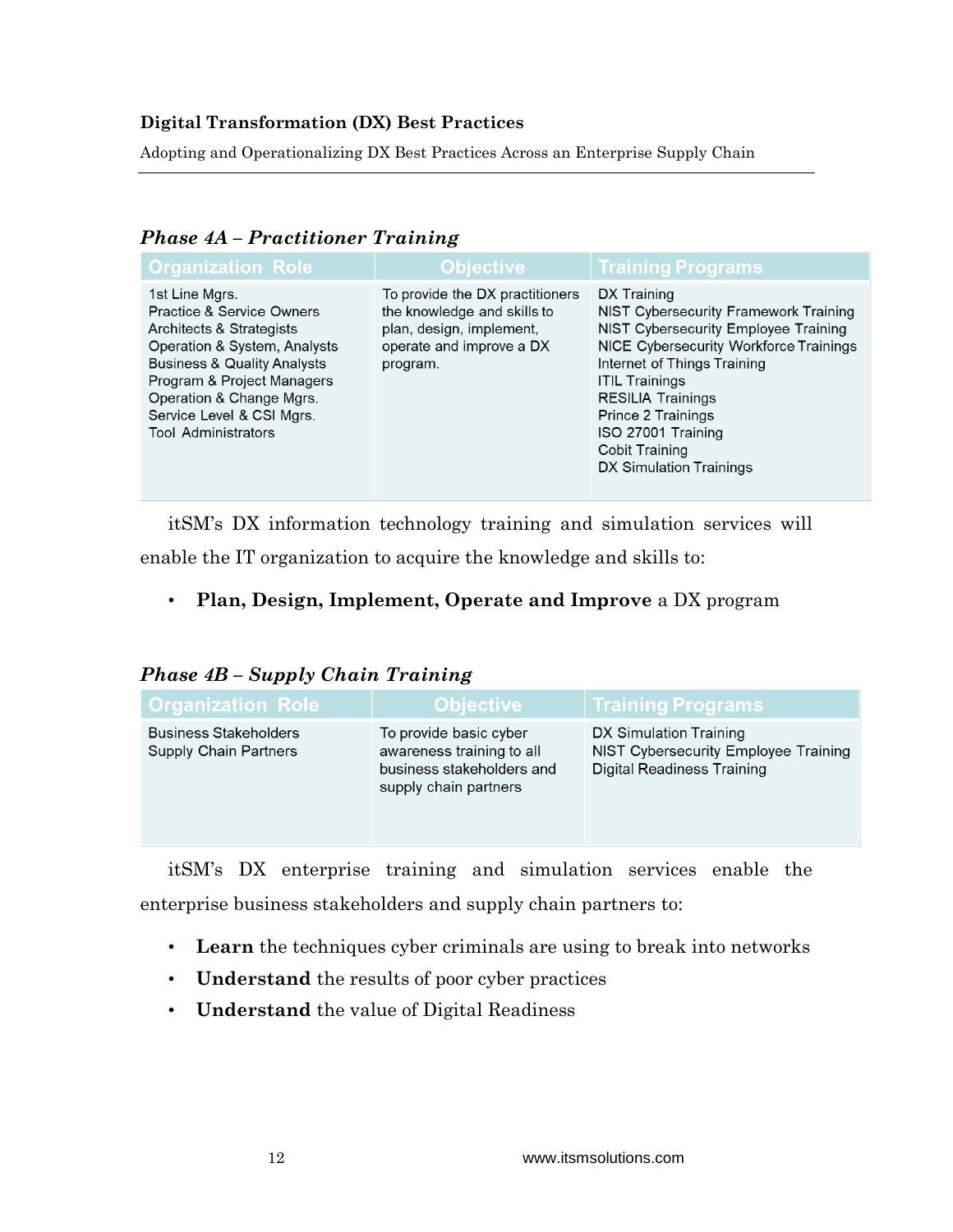### *Phase 4A – Practitioner Training*

| Organization Role | Objective | Training Programs |
|---|---|---|
| 1st Line Mgrs.<br>Practice & Service Owners<br>Architects & Strategists<br>Operation & System, Analysts<br>Business & Quality Analysts<br>Program & Project Managers<br>Operation & Change Mgrs.<br>Service Level & CSI Mgrs.<br>Tool Administrators | To provide the DX practitioners the knowledge and skills to plan, design, implement, operate and improve a DX program. | DX Training<br>NIST Cybersecurity Framework Training<br>NIST Cybersecurity Employee Training<br>NICE Cybersecurity Workforce Trainings<br>Internet of Things Training<br>ITIL Trainings<br>RESILIA Trainings<br>Prince 2 Trainings<br>ISO 27001 Training<br>Cobit Training<br>DX Simulation Trainings |

itSM's DX information technology training and simulation services will enable the IT organization to acquire the knowledge and skills to:

- **Plan, Design, Implement, Operate and Improve** a DX program

### *Phase 4B – Supply Chain Training*

| Organization Role | Objective | Training Programs |
|---|---|---|
| Business Stakeholders<br>Supply Chain Partners | To provide basic cyber awareness training to all business stakeholders and supply chain partners | DX Simulation Training<br>NIST Cybersecurity Employee Training<br>Digital Readiness Training |

itSM's DX enterprise training and simulation services enable the enterprise business stakeholders and supply chain partners to:

- **Learn** the techniques cyber criminals are using to break into networks
- **Understand** the results of poor cyber practices
- **Understand** the value of Digital Readiness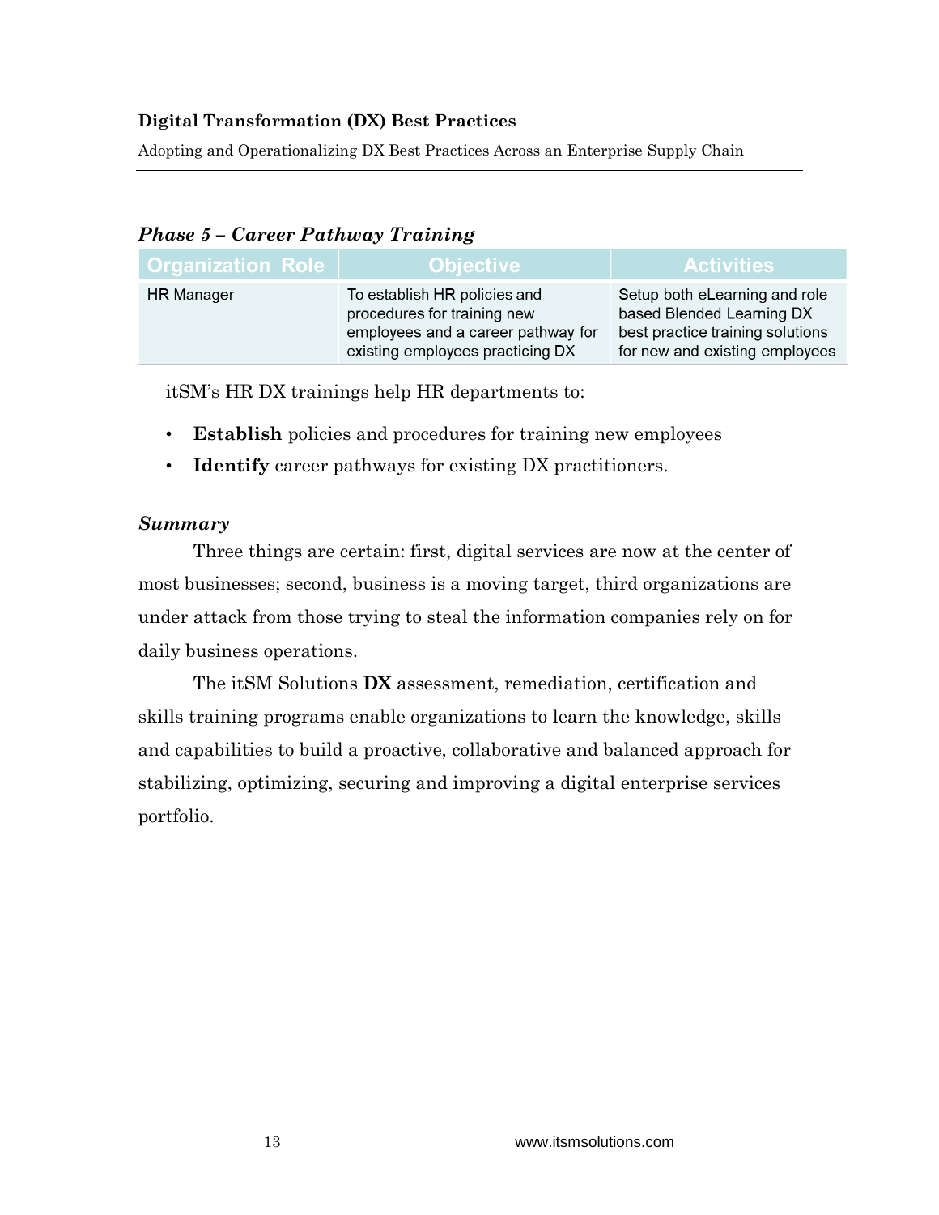### *Phase 5 – Career Pathway Training*

| Organization Role | Objective | Activities |
| --- | --- | --- |
| HR Manager | To establish HR policies and procedures for training new employees and a career pathway for existing employees practicing DX | Setup both eLearning and role-based Blended Learning DX best practice training solutions for new and existing employees |

itSM's HR DX trainings help HR departments to:

- **Establish** policies and procedures for training new employees
- **Identify** career pathways for existing DX practitioners.

### *Summary*

Three things are certain: first, digital services are now at the center of most businesses; second, business is a moving target, third organizations are under attack from those trying to steal the information companies rely on for daily business operations.

The itSM Solutions **DX** assessment, remediation, certification and skills training programs enable organizations to learn the knowledge, skills and capabilities to build a proactive, collaborative and balanced approach for stabilizing, optimizing, securing and improving a digital enterprise services portfolio.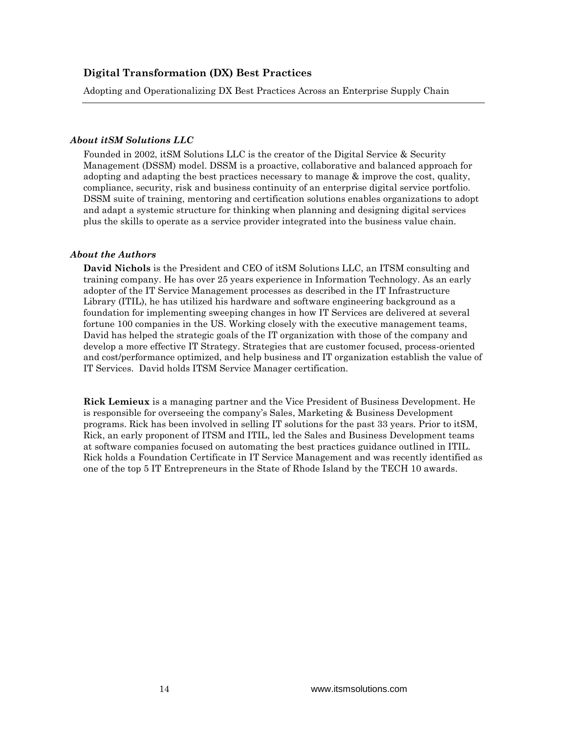### *About itSM Solutions LLC*

Founded in 2002, itSM Solutions LLC is the creator of the Digital Service & Security Management (DSSM) model. DSSM is a proactive, collaborative and balanced approach for adopting and adapting the best practices necessary to manage & improve the cost, quality, compliance, security, risk and business continuity of an enterprise digital service portfolio. DSSM suite of training, mentoring and certification solutions enables organizations to adopt and adapt a systemic structure for thinking when planning and designing digital services plus the skills to operate as a service provider integrated into the business value chain.

### *About the Authors*

**David Nichols** is the President and CEO of itSM Solutions LLC, an ITSM consulting and training company. He has over 25 years experience in Information Technology. As an early adopter of the IT Service Management processes as described in the IT Infrastructure Library (ITIL), he has utilized his hardware and software engineering background as a foundation for implementing sweeping changes in how IT Services are delivered at several fortune 100 companies in the US. Working closely with the executive management teams, David has helped the strategic goals of the IT organization with those of the company and develop a more effective IT Strategy. Strategies that are customer focused, process-oriented and cost/performance optimized, and help business and IT organization establish the value of IT Services. David holds ITSM Service Manager certification.

**Rick Lemieux** is a managing partner and the Vice President of Business Development. He is responsible for overseeing the company's Sales, Marketing & Business Development programs. Rick has been involved in selling IT solutions for the past 33 years. Prior to itSM, Rick, an early proponent of ITSM and ITIL, led the Sales and Business Development teams at software companies focused on automating the best practices guidance outlined in ITIL. Rick holds a Foundation Certificate in IT Service Management and was recently identified as one of the top 5 IT Entrepreneurs in the State of Rhode Island by the TECH 10 awards.